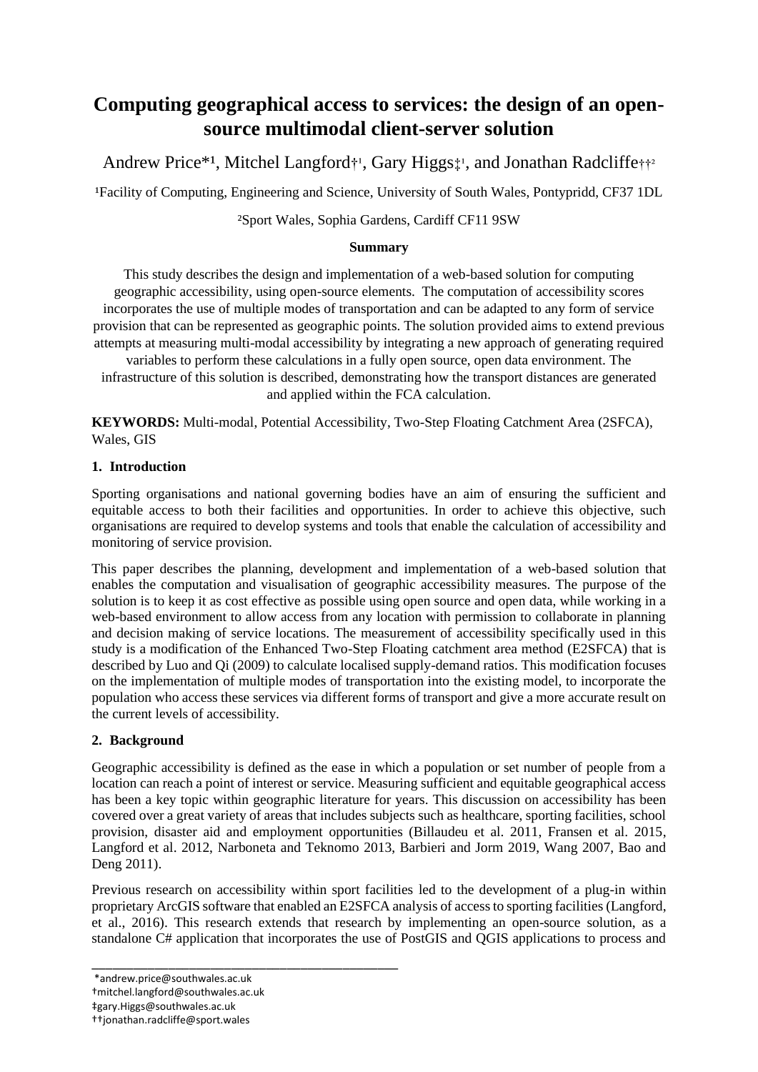# Computing geographical access to services: the design of an open-source multimodal client-server solution

Andrew Price*[1], Mitchel Langford†[1], Gary Higgs‡[1], and Jonathan Radcliffe††[2]

[1]Facility of Computing, Engineering and Science, University of South Wales, Pontypridd, CF37 1DL

[2]Sport Wales, Sophia Gardens, Cardiff CF11 9SW

**Summary**

This study describes the design and implementation of a web-based solution for computing geographic accessibility, using open-source elements. The computation of accessibility scores incorporates the use of multiple modes of transportation and can be adapted to any form of service provision that can be represented as geographic points. The solution provided aims to extend previous attempts at measuring multi-modal accessibility by integrating a new approach of generating required variables to perform these calculations in a fully open source, open data environment. The infrastructure of this solution is described, demonstrating how the transport distances are generated and applied within the FCA calculation.

**KEYWORDS:** Multi-modal, Potential Accessibility, Two-Step Floating Catchment Area (2SFCA), Wales, GIS

## 1. Introduction

Sporting organisations and national governing bodies have an aim of ensuring the sufficient and equitable access to both their facilities and opportunities. In order to achieve this objective, such organisations are required to develop systems and tools that enable the calculation of accessibility and monitoring of service provision.

This paper describes the planning, development and implementation of a web-based solution that enables the computation and visualisation of geographic accessibility measures. The purpose of the solution is to keep it as cost effective as possible using open source and open data, while working in a web-based environment to allow access from any location with permission to collaborate in planning and decision making of service locations. The measurement of accessibility specifically used in this study is a modification of the Enhanced Two-Step Floating catchment area method (E2SFCA) that is described by Luo and Qi (2009) to calculate localised supply-demand ratios. This modification focuses on the implementation of multiple modes of transportation into the existing model, to incorporate the population who access these services via different forms of transport and give a more accurate result on the current levels of accessibility.

## 2. Background

Geographic accessibility is defined as the ease in which a population or set number of people from a location can reach a point of interest or service. Measuring sufficient and equitable geographical access has been a key topic within geographic literature for years. This discussion on accessibility has been covered over a great variety of areas that includes subjects such as healthcare, sporting facilities, school provision, disaster aid and employment opportunities (Billaudeu et al. 2011, Fransen et al. 2015, Langford et al. 2012, Narboneta and Teknomo 2013, Barbieri and Jorm 2019, Wang 2007, Bao and Deng 2011).

Previous research on accessibility within sport facilities led to the development of a plug-in within proprietary ArcGIS software that enabled an E2SFCA analysis of access to sporting facilities (Langford, et al., 2016). This research extends that research by implementing an open-source solution, as a standalone C# application that incorporates the use of PostGIS and QGIS applications to process and

---

*andrew.price@southwales.ac.uk

†mitchel.langford@southwales.ac.uk

‡gary.Higgs@southwales.ac.uk

††jonathan.radcliffe@sport.wales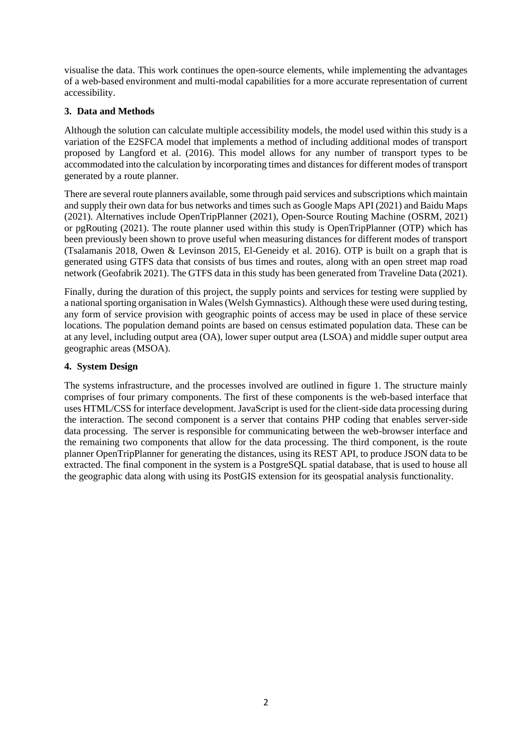visualise the data. This work continues the open-source elements, while implementing the advantages of a web-based environment and multi-modal capabilities for a more accurate representation of current accessibility.

## 3. Data and Methods

Although the solution can calculate multiple accessibility models, the model used within this study is a variation of the E2SFCA model that implements a method of including additional modes of transport proposed by Langford et al. (2016). This model allows for any number of transport types to be accommodated into the calculation by incorporating times and distances for different modes of transport generated by a route planner.

There are several route planners available, some through paid services and subscriptions which maintain and supply their own data for bus networks and times such as Google Maps API (2021) and Baidu Maps (2021). Alternatives include OpenTripPlanner (2021), Open-Source Routing Machine (OSRM, 2021) or pgRouting (2021). The route planner used within this study is OpenTripPlanner (OTP) which has been previously been shown to prove useful when measuring distances for different modes of transport (Tsalamanis 2018, Owen & Levinson 2015, El-Geneidy et al. 2016). OTP is built on a graph that is generated using GTFS data that consists of bus times and routes, along with an open street map road network (Geofabrik 2021). The GTFS data in this study has been generated from Traveline Data (2021).

Finally, during the duration of this project, the supply points and services for testing were supplied by a national sporting organisation in Wales (Welsh Gymnastics). Although these were used during testing, any form of service provision with geographic points of access may be used in place of these service locations. The population demand points are based on census estimated population data. These can be at any level, including output area (OA), lower super output area (LSOA) and middle super output area geographic areas (MSOA).

## 4. System Design

The systems infrastructure, and the processes involved are outlined in figure 1. The structure mainly comprises of four primary components. The first of these components is the web-based interface that uses HTML/CSS for interface development. JavaScript is used for the client-side data processing during the interaction. The second component is a server that contains PHP coding that enables server-side data processing. The server is responsible for communicating between the web-browser interface and the remaining two components that allow for the data processing. The third component, is the route planner OpenTripPlanner for generating the distances, using its REST API, to produce JSON data to be extracted. The final component in the system is a PostgreSQL spatial database, that is used to house all the geographic data along with using its PostGIS extension for its geospatial analysis functionality.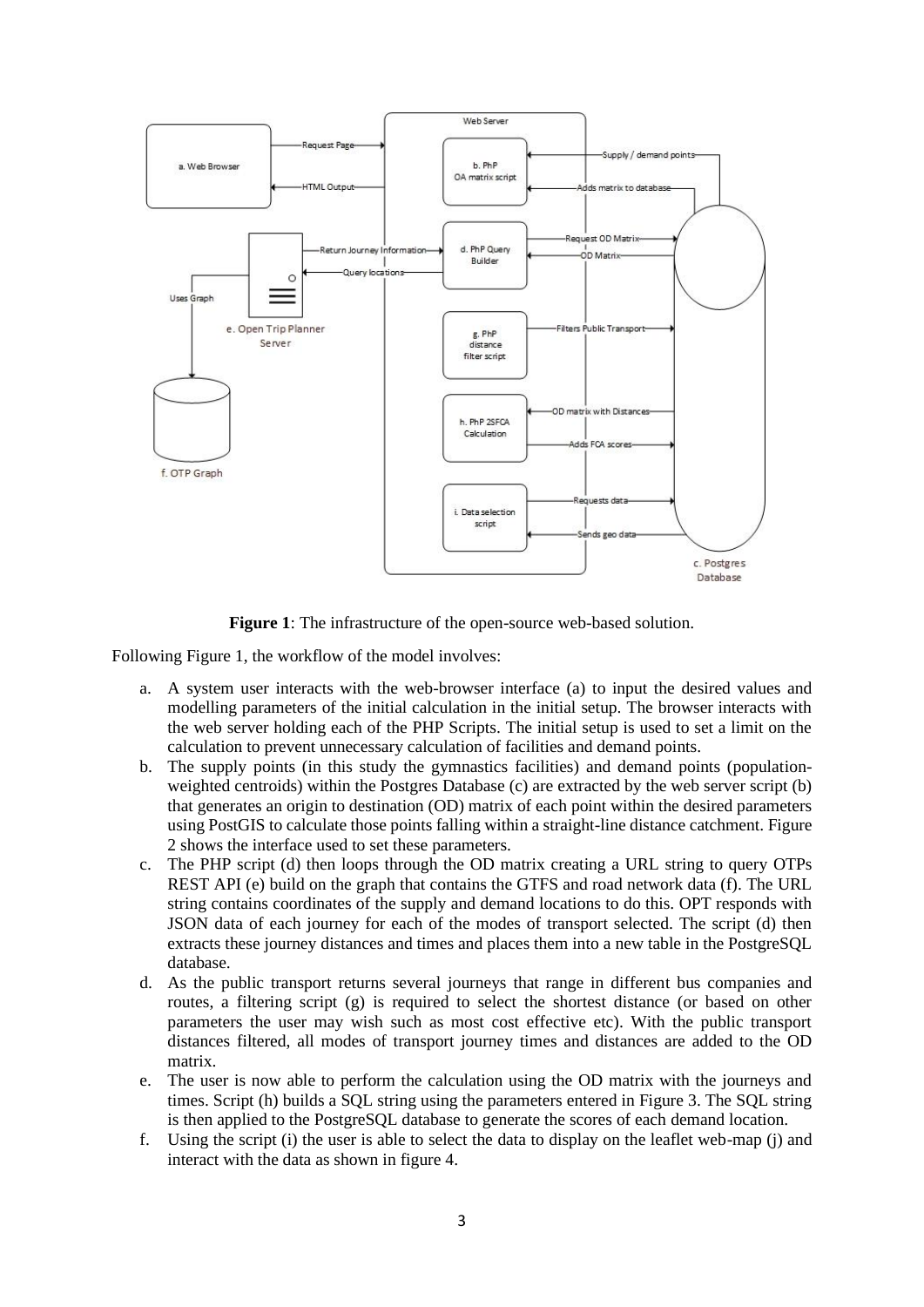**Figure 1**: The infrastructure of the open-source web-based solution.

Following Figure 1, the workflow of the model involves:

a. A system user interacts with the web-browser interface (a) to input the desired values and modelling parameters of the initial calculation in the initial setup. The browser interacts with the web server holding each of the PHP Scripts. The initial setup is used to set a limit on the calculation to prevent unnecessary calculation of facilities and demand points.
b. The supply points (in this study the gymnastics facilities) and demand points (population-weighted centroids) within the Postgres Database (c) are extracted by the web server script (b) that generates an origin to destination (OD) matrix of each point within the desired parameters using PostGIS to calculate those points falling within a straight-line distance catchment. Figure 2 shows the interface used to set these parameters.
c. The PHP script (d) then loops through the OD matrix creating a URL string to query OTPs REST API (e) build on the graph that contains the GTFS and road network data (f). The URL string contains coordinates of the supply and demand locations to do this. OPT responds with JSON data of each journey for each of the modes of transport selected. The script (d) then extracts these journey distances and times and places them into a new table in the PostgreSQL database.
d. As the public transport returns several journeys that range in different bus companies and routes, a filtering script (g) is required to select the shortest distance (or based on other parameters the user may wish such as most cost effective etc). With the public transport distances filtered, all modes of transport journey times and distances are added to the OD matrix.
e. The user is now able to perform the calculation using the OD matrix with the journeys and times. Script (h) builds a SQL string using the parameters entered in Figure 3. The SQL string is then applied to the PostgreSQL database to generate the scores of each demand location.
f. Using the script (i) the user is able to select the data to display on the leaflet web-map (j) and interact with the data as shown in figure 4.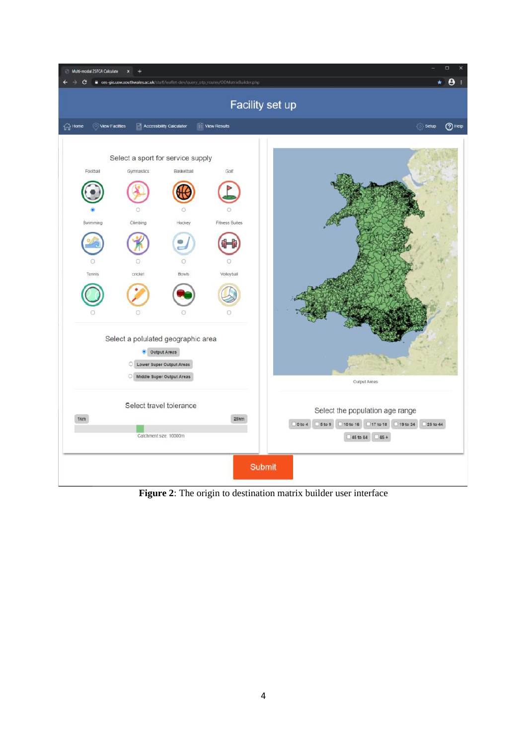**Figure 2**: The origin to destination matrix builder user interface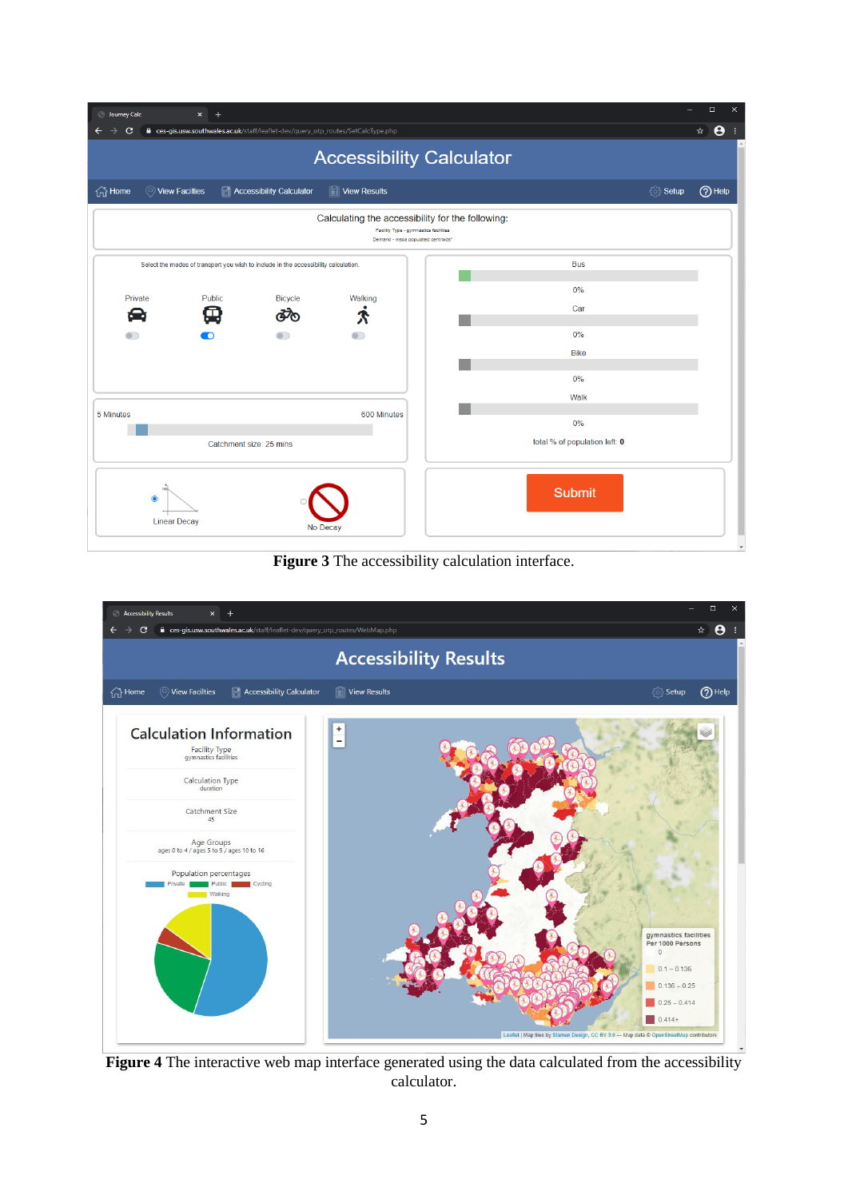**Figure 3** The accessibility calculation interface.

**Figure 4** The interactive web map interface generated using the data calculated from the accessibility calculator.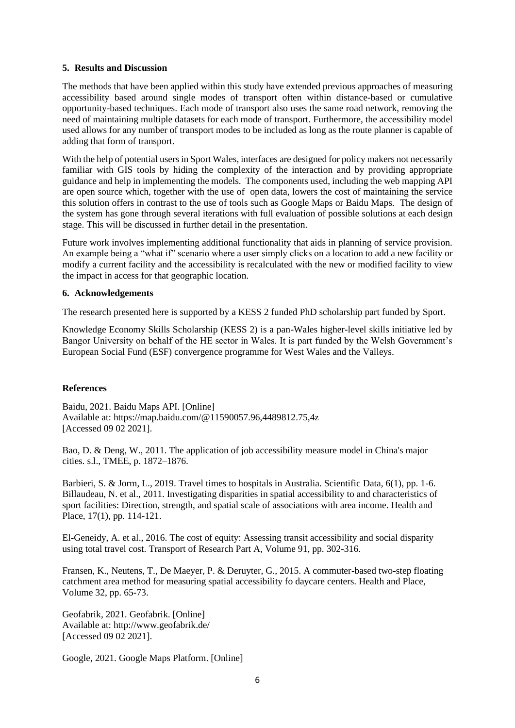## 5. Results and Discussion

The methods that have been applied within this study have extended previous approaches of measuring accessibility based around single modes of transport often within distance-based or cumulative opportunity-based techniques. Each mode of transport also uses the same road network, removing the need of maintaining multiple datasets for each mode of transport. Furthermore, the accessibility model used allows for any number of transport modes to be included as long as the route planner is capable of adding that form of transport.

With the help of potential users in Sport Wales, interfaces are designed for policy makers not necessarily familiar with GIS tools by hiding the complexity of the interaction and by providing appropriate guidance and help in implementing the models. The components used, including the web mapping API are open source which, together with the use of open data, lowers the cost of maintaining the service this solution offers in contrast to the use of tools such as Google Maps or Baidu Maps. The design of the system has gone through several iterations with full evaluation of possible solutions at each design stage. This will be discussed in further detail in the presentation.

Future work involves implementing additional functionality that aids in planning of service provision. An example being a "what if" scenario where a user simply clicks on a location to add a new facility or modify a current facility and the accessibility is recalculated with the new or modified facility to view the impact in access for that geographic location.

## 6. Acknowledgements

The research presented here is supported by a KESS 2 funded PhD scholarship part funded by Sport.

Knowledge Economy Skills Scholarship (KESS 2) is a pan-Wales higher-level skills initiative led by Bangor University on behalf of the HE sector in Wales. It is part funded by the Welsh Government's European Social Fund (ESF) convergence programme for West Wales and the Valleys.

## References

Baidu, 2021. Baidu Maps API. [Online]
Available at: https://map.baidu.com/@11590057.96,4489812.75,4z
[Accessed 09 02 2021].

Bao, D. & Deng, W., 2011. The application of job accessibility measure model in China's major cities. s.l., TMEE, p. 1872–1876.

Barbieri, S. & Jorm, L., 2019. Travel times to hospitals in Australia. Scientific Data, 6(1), pp. 1-6.
Billaudeau, N. et al., 2011. Investigating disparities in spatial accessibility to and characteristics of sport facilities: Direction, strength, and spatial scale of associations with area income. Health and Place, 17(1), pp. 114-121.

El-Geneidy, A. et al., 2016. The cost of equity: Assessing transit accessibility and social disparity using total travel cost. Transport of Research Part A, Volume 91, pp. 302-316.

Fransen, K., Neutens, T., De Maeyer, P. & Deruyter, G., 2015. A commuter-based two-step floating catchment area method for measuring spatial accessibility fo daycare centers. Health and Place, Volume 32, pp. 65-73.

Geofabrik, 2021. Geofabrik. [Online]
Available at: http://www.geofabrik.de/
[Accessed 09 02 2021].

Google, 2021. Google Maps Platform. [Online]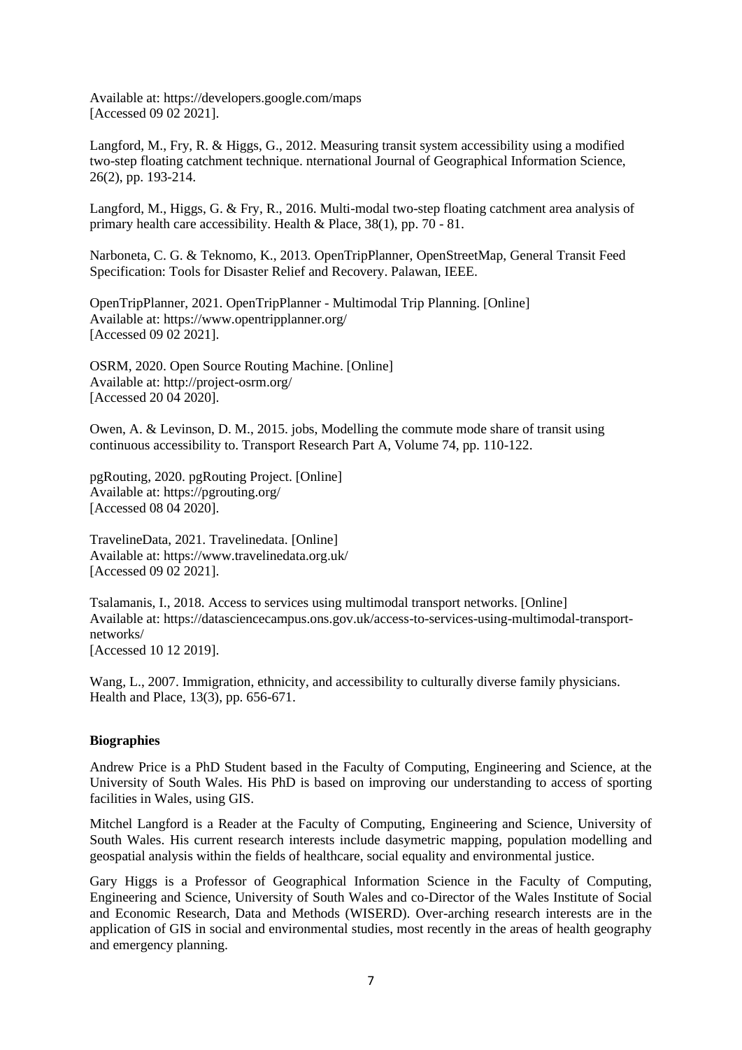Available at: https://developers.google.com/maps
[Accessed 09 02 2021].

Langford, M., Fry, R. & Higgs, G., 2012. Measuring transit system accessibility using a modified two-step floating catchment technique. nternational Journal of Geographical Information Science, 26(2), pp. 193-214.

Langford, M., Higgs, G. & Fry, R., 2016. Multi-modal two-step floating catchment area analysis of primary health care accessibility. Health & Place, 38(1), pp. 70 - 81.

Narboneta, C. G. & Teknomo, K., 2013. OpenTripPlanner, OpenStreetMap, General Transit Feed Specification: Tools for Disaster Relief and Recovery. Palawan, IEEE.

OpenTripPlanner, 2021. OpenTripPlanner - Multimodal Trip Planning. [Online]
Available at: https://www.opentripplanner.org/
[Accessed 09 02 2021].

OSRM, 2020. Open Source Routing Machine. [Online]
Available at: http://project-osrm.org/
[Accessed 20 04 2020].

Owen, A. & Levinson, D. M., 2015. jobs, Modelling the commute mode share of transit using continuous accessibility to. Transport Research Part A, Volume 74, pp. 110-122.

pgRouting, 2020. pgRouting Project. [Online]
Available at: https://pgrouting.org/
[Accessed 08 04 2020].

TravelineData, 2021. Travelinedata. [Online]
Available at: https://www.travelinedata.org.uk/
[Accessed 09 02 2021].

Tsalamanis, I., 2018. Access to services using multimodal transport networks. [Online]
Available at: https://datasciencecampus.ons.gov.uk/access-to-services-using-multimodal-transport-networks/
[Accessed 10 12 2019].

Wang, L., 2007. Immigration, ethnicity, and accessibility to culturally diverse family physicians. Health and Place, 13(3), pp. 656-671.

**Biographies**

Andrew Price is a PhD Student based in the Faculty of Computing, Engineering and Science, at the University of South Wales. His PhD is based on improving our understanding to access of sporting facilities in Wales, using GIS.

Mitchel Langford is a Reader at the Faculty of Computing, Engineering and Science, University of South Wales. His current research interests include dasymetric mapping, population modelling and geospatial analysis within the fields of healthcare, social equality and environmental justice.

Gary Higgs is a Professor of Geographical Information Science in the Faculty of Computing, Engineering and Science, University of South Wales and co-Director of the Wales Institute of Social and Economic Research, Data and Methods (WISERD). Over-arching research interests are in the application of GIS in social and environmental studies, most recently in the areas of health geography and emergency planning.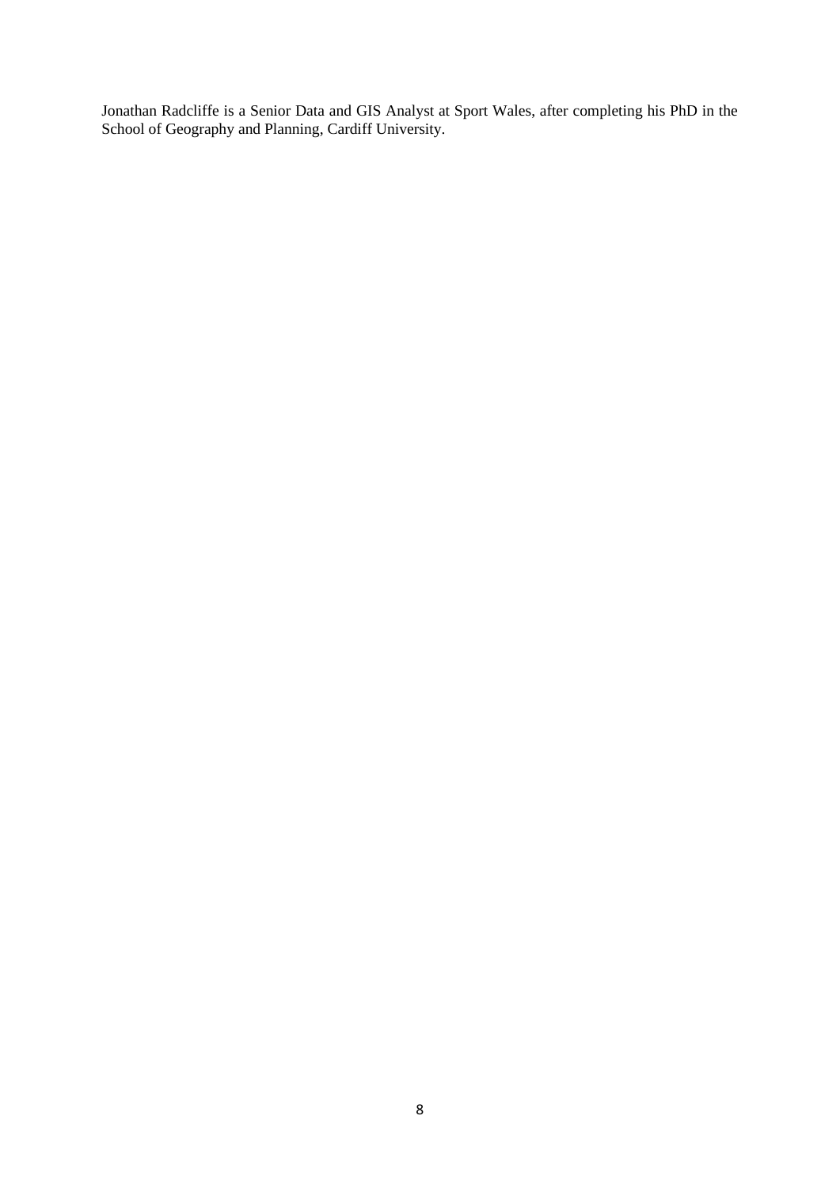Jonathan Radcliffe is a Senior Data and GIS Analyst at Sport Wales, after completing his PhD in the School of Geography and Planning, Cardiff University.